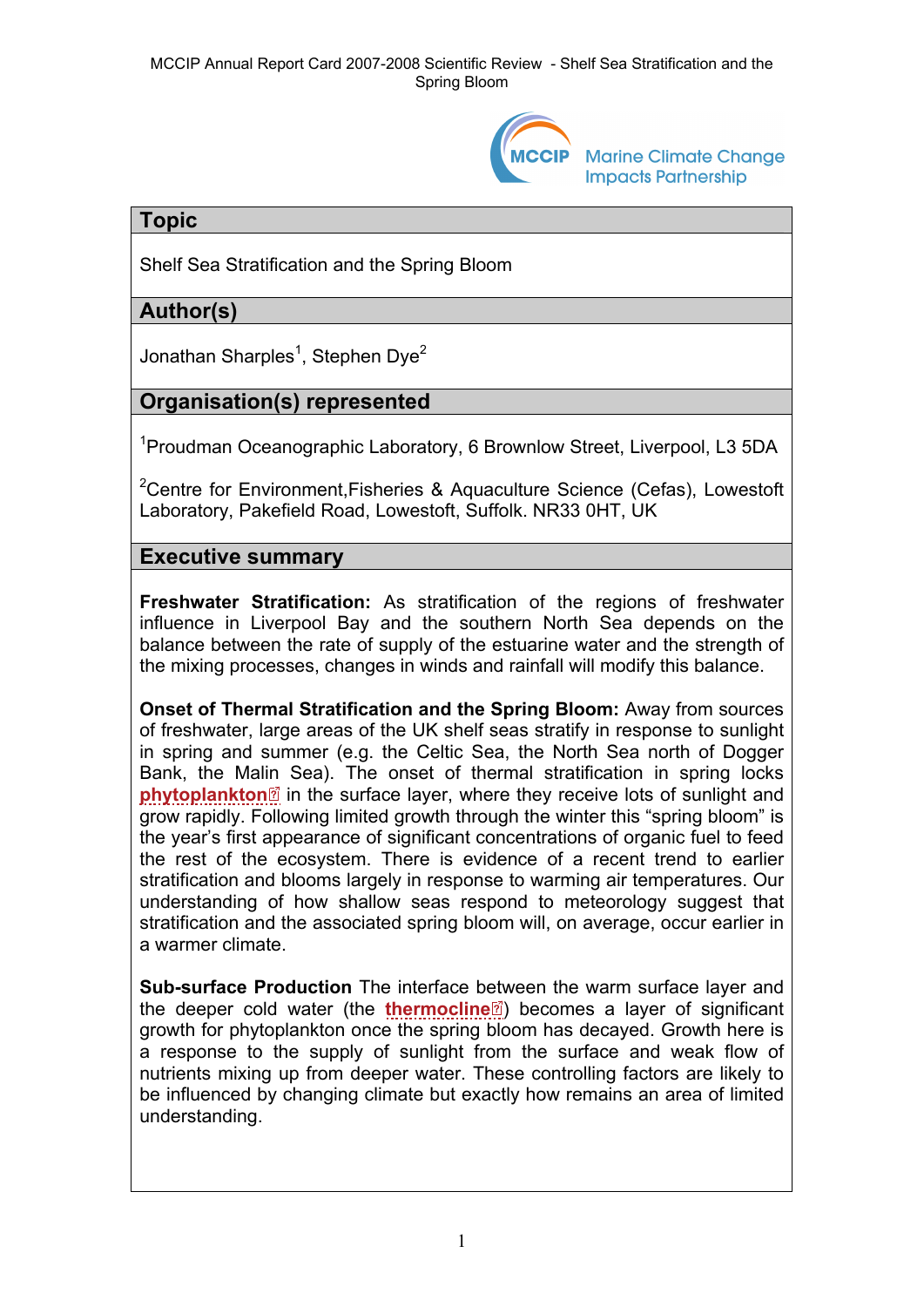## Topic

Shelf Sea Stratification and the Spring Bloom

## Author(s)

Jonathan Sharples[1], Stephen Dye[2]

## Organisation(s) represented

[1]Proudman Oceanographic Laboratory, 6 Brownlow Street, Liverpool, L3 5DA

[2]Centre for Environment,Fisheries & Aquaculture Science (Cefas), Lowestoft Laboratory, Pakefield Road, Lowestoft, Suffolk. NR33 0HT, UK

## Executive summary

**Freshwater Stratification:** As stratification of the regions of freshwater influence in Liverpool Bay and the southern North Sea depends on the balance between the rate of supply of the estuarine water and the strength of the mixing processes, changes in winds and rainfall will modify this balance.

**Onset of Thermal Stratification and the Spring Bloom:** Away from sources of freshwater, large areas of the UK shelf seas stratify in response to sunlight in spring and summer (e.g. the Celtic Sea, the North Sea north of Dogger Bank, the Malin Sea). The onset of thermal stratification in spring locks **phytoplankton** in the surface layer, where they receive lots of sunlight and grow rapidly. Following limited growth through the winter this "spring bloom" is the year's first appearance of significant concentrations of organic fuel to feed the rest of the ecosystem. There is evidence of a recent trend to earlier stratification and blooms largely in response to warming air temperatures. Our understanding of how shallow seas respond to meteorology suggest that stratification and the associated spring bloom will, on average, occur earlier in a warmer climate.

**Sub-surface Production** The interface between the warm surface layer and the deeper cold water (the **thermocline**) becomes a layer of significant growth for phytoplankton once the spring bloom has decayed. Growth here is a response to the supply of sunlight from the surface and weak flow of nutrients mixing up from deeper water. These controlling factors are likely to be influenced by changing climate but exactly how remains an area of limited understanding.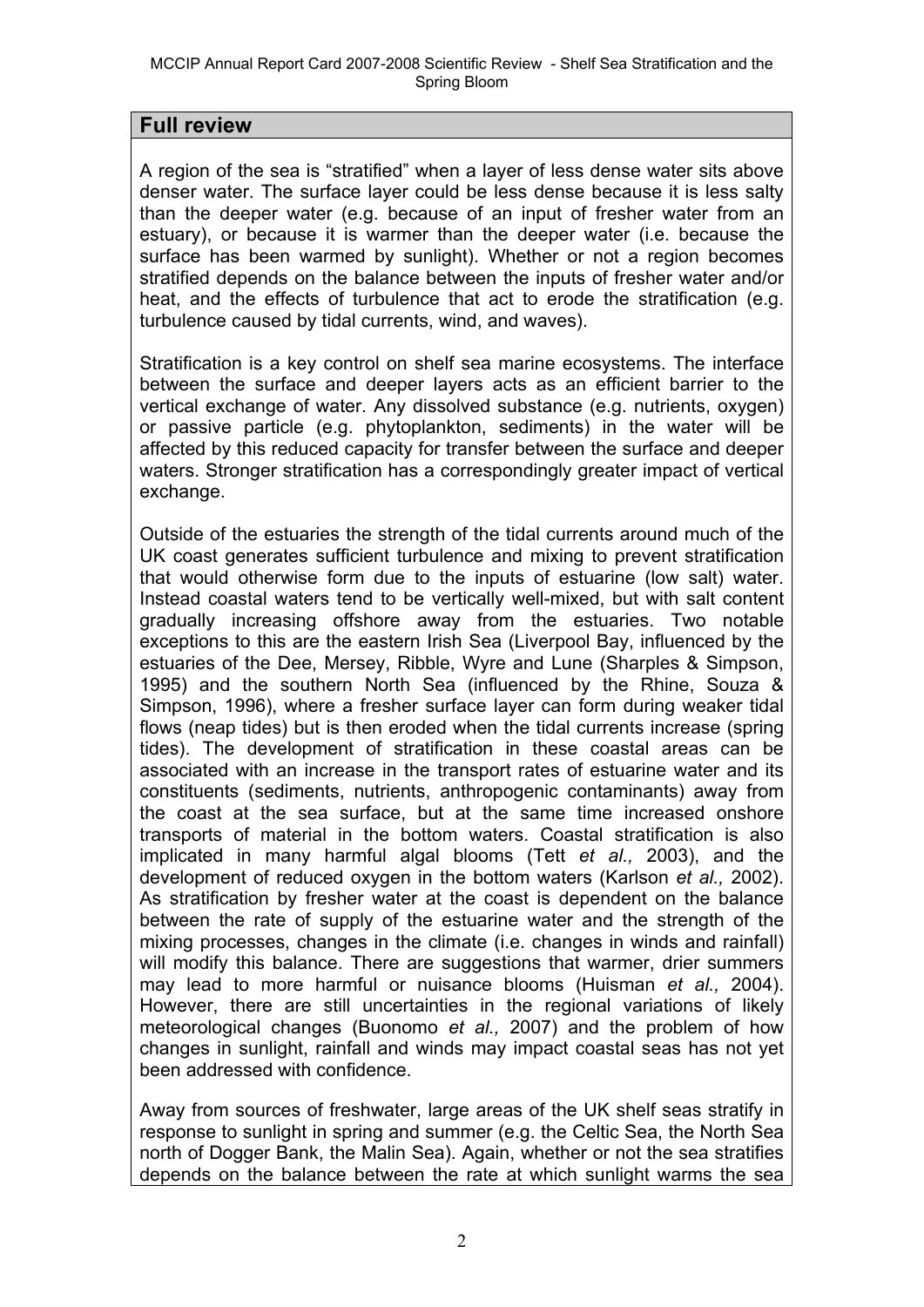## Full review

A region of the sea is "stratified" when a layer of less dense water sits above denser water. The surface layer could be less dense because it is less salty than the deeper water (e.g. because of an input of fresher water from an estuary), or because it is warmer than the deeper water (i.e. because the surface has been warmed by sunlight). Whether or not a region becomes stratified depends on the balance between the inputs of fresher water and/or heat, and the effects of turbulence that act to erode the stratification (e.g. turbulence caused by tidal currents, wind, and waves).

Stratification is a key control on shelf sea marine ecosystems. The interface between the surface and deeper layers acts as an efficient barrier to the vertical exchange of water. Any dissolved substance (e.g. nutrients, oxygen) or passive particle (e.g. phytoplankton, sediments) in the water will be affected by this reduced capacity for transfer between the surface and deeper waters. Stronger stratification has a correspondingly greater impact of vertical exchange.

Outside of the estuaries the strength of the tidal currents around much of the UK coast generates sufficient turbulence and mixing to prevent stratification that would otherwise form due to the inputs of estuarine (low salt) water. Instead coastal waters tend to be vertically well-mixed, but with salt content gradually increasing offshore away from the estuaries. Two notable exceptions to this are the eastern Irish Sea (Liverpool Bay, influenced by the estuaries of the Dee, Mersey, Ribble, Wyre and Lune (Sharples & Simpson, 1995) and the southern North Sea (influenced by the Rhine, Souza & Simpson, 1996), where a fresher surface layer can form during weaker tidal flows (neap tides) but is then eroded when the tidal currents increase (spring tides). The development of stratification in these coastal areas can be associated with an increase in the transport rates of estuarine water and its constituents (sediments, nutrients, anthropogenic contaminants) away from the coast at the sea surface, but at the same time increased onshore transports of material in the bottom waters. Coastal stratification is also implicated in many harmful algal blooms (Tett *et al.,* 2003), and the development of reduced oxygen in the bottom waters (Karlson *et al.,* 2002). As stratification by fresher water at the coast is dependent on the balance between the rate of supply of the estuarine water and the strength of the mixing processes, changes in the climate (i.e. changes in winds and rainfall) will modify this balance. There are suggestions that warmer, drier summers may lead to more harmful or nuisance blooms (Huisman *et al.,* 2004). However, there are still uncertainties in the regional variations of likely meteorological changes (Buonomo *et al.,* 2007) and the problem of how changes in sunlight, rainfall and winds may impact coastal seas has not yet been addressed with confidence.

Away from sources of freshwater, large areas of the UK shelf seas stratify in response to sunlight in spring and summer (e.g. the Celtic Sea, the North Sea north of Dogger Bank, the Malin Sea). Again, whether or not the sea stratifies depends on the balance between the rate at which sunlight warms the sea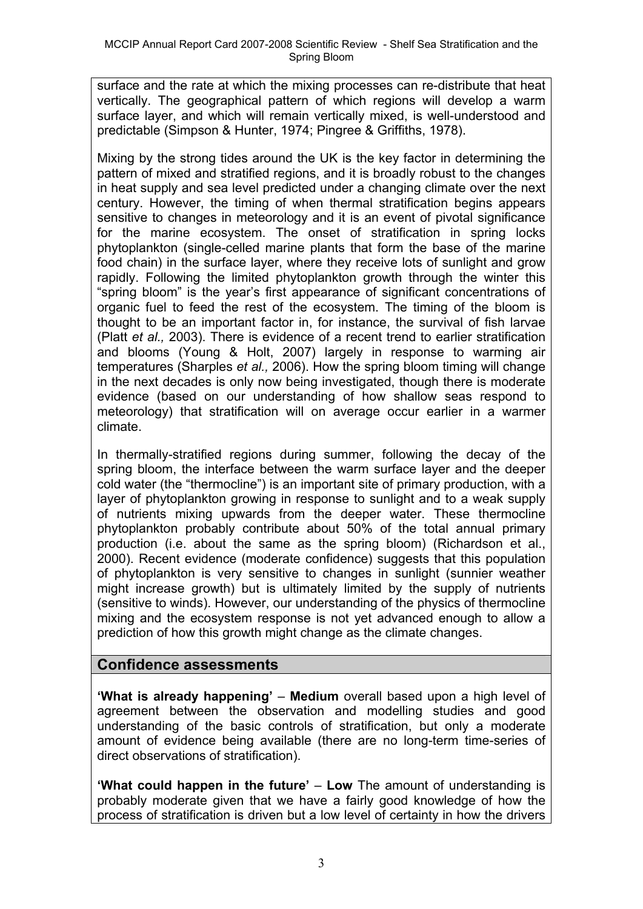surface and the rate at which the mixing processes can re-distribute that heat vertically. The geographical pattern of which regions will develop a warm surface layer, and which will remain vertically mixed, is well-understood and predictable (Simpson & Hunter, 1974; Pingree & Griffiths, 1978).

Mixing by the strong tides around the UK is the key factor in determining the pattern of mixed and stratified regions, and it is broadly robust to the changes in heat supply and sea level predicted under a changing climate over the next century. However, the timing of when thermal stratification begins appears sensitive to changes in meteorology and it is an event of pivotal significance for the marine ecosystem. The onset of stratification in spring locks phytoplankton (single-celled marine plants that form the base of the marine food chain) in the surface layer, where they receive lots of sunlight and grow rapidly. Following the limited phytoplankton growth through the winter this "spring bloom" is the year's first appearance of significant concentrations of organic fuel to feed the rest of the ecosystem. The timing of the bloom is thought to be an important factor in, for instance, the survival of fish larvae (Platt *et al.,* 2003). There is evidence of a recent trend to earlier stratification and blooms (Young & Holt, 2007) largely in response to warming air temperatures (Sharples *et al.,* 2006). How the spring bloom timing will change in the next decades is only now being investigated, though there is moderate evidence (based on our understanding of how shallow seas respond to meteorology) that stratification will on average occur earlier in a warmer climate.

In thermally-stratified regions during summer, following the decay of the spring bloom, the interface between the warm surface layer and the deeper cold water (the "thermocline") is an important site of primary production, with a layer of phytoplankton growing in response to sunlight and to a weak supply of nutrients mixing upwards from the deeper water. These thermocline phytoplankton probably contribute about 50% of the total annual primary production (i.e. about the same as the spring bloom) (Richardson et al., 2000). Recent evidence (moderate confidence) suggests that this population of phytoplankton is very sensitive to changes in sunlight (sunnier weather might increase growth) but is ultimately limited by the supply of nutrients (sensitive to winds). However, our understanding of the physics of thermocline mixing and the ecosystem response is not yet advanced enough to allow a prediction of how this growth might change as the climate changes.

## Confidence assessments

**'What is already happening'** – **Medium** overall based upon a high level of agreement between the observation and modelling studies and good understanding of the basic controls of stratification, but only a moderate amount of evidence being available (there are no long-term time-series of direct observations of stratification).

**'What could happen in the future'** – **Low** The amount of understanding is probably moderate given that we have a fairly good knowledge of how the process of stratification is driven but a low level of certainty in how the drivers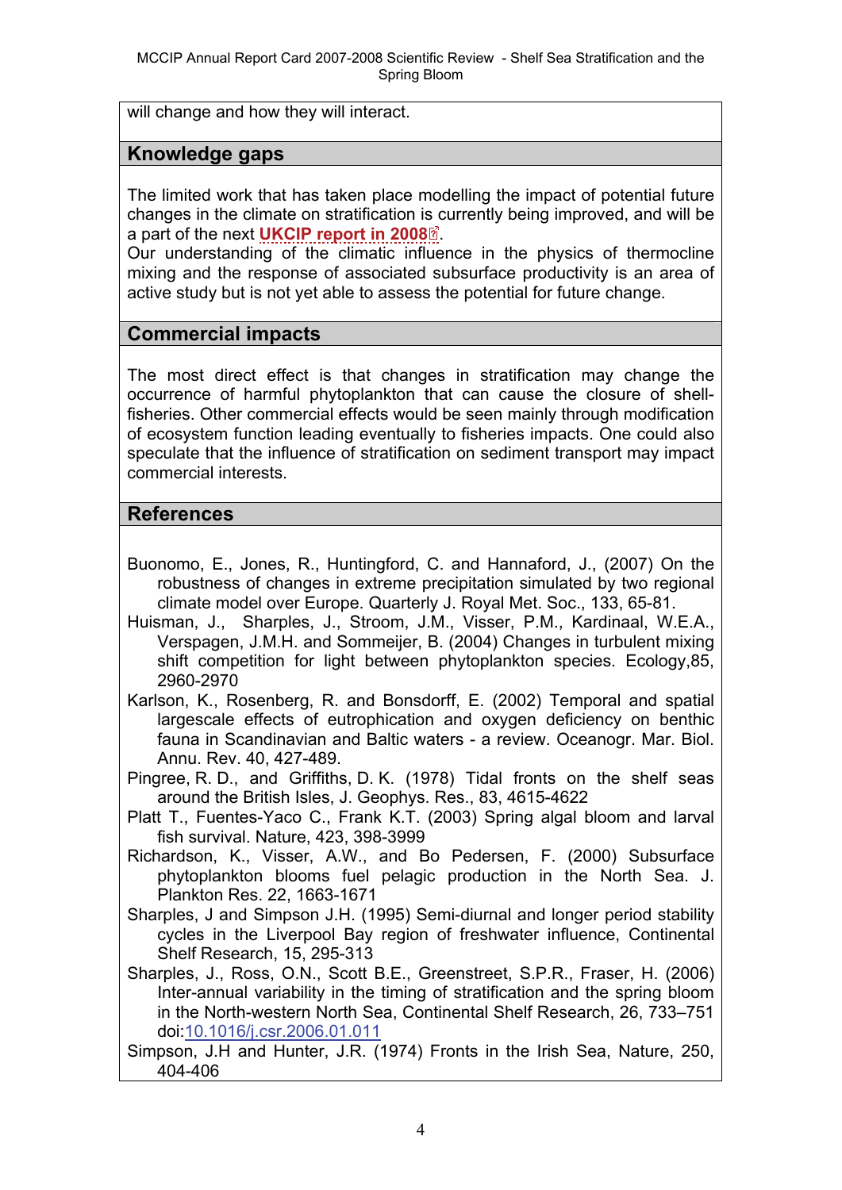will change and how they will interact.

## Knowledge gaps

The limited work that has taken place modelling the impact of potential future changes in the climate on stratification is currently being improved, and will be a part of the next **UKCIP report in 2008**.
Our understanding of the climatic influence in the physics of thermocline mixing and the response of associated subsurface productivity is an area of active study but is not yet able to assess the potential for future change.

## Commercial impacts

The most direct effect is that changes in stratification may change the occurrence of harmful phytoplankton that can cause the closure of shell-fisheries. Other commercial effects would be seen mainly through modification of ecosystem function leading eventually to fisheries impacts. One could also speculate that the influence of stratification on sediment transport may impact commercial interests.

## References

Buonomo, E., Jones, R., Huntingford, C. and Hannaford, J., (2007) On the robustness of changes in extreme precipitation simulated by two regional climate model over Europe. Quarterly J. Royal Met. Soc., 133, 65-81.

Huisman, J., Sharples, J., Stroom, J.M., Visser, P.M., Kardinaal, W.E.A., Verspagen, J.M.H. and Sommeijer, B. (2004) Changes in turbulent mixing shift competition for light between phytoplankton species. Ecology,85, 2960-2970

Karlson, K., Rosenberg, R. and Bonsdorff, E. (2002) Temporal and spatial largescale effects of eutrophication and oxygen deficiency on benthic fauna in Scandinavian and Baltic waters - a review. Oceanogr. Mar. Biol. Annu. Rev. 40, 427-489.

Pingree, R. D., and Griffiths, D. K. (1978) Tidal fronts on the shelf seas around the British Isles, J. Geophys. Res., 83, 4615-4622

Platt T., Fuentes-Yaco C., Frank K.T. (2003) Spring algal bloom and larval fish survival. Nature, 423, 398-3999

Richardson, K., Visser, A.W., and Bo Pedersen, F. (2000) Subsurface phytoplankton blooms fuel pelagic production in the North Sea. J. Plankton Res. 22, 1663-1671

Sharples, J and Simpson J.H. (1995) Semi-diurnal and longer period stability cycles in the Liverpool Bay region of freshwater influence, Continental Shelf Research, 15, 295-313

Sharples, J., Ross, O.N., Scott B.E., Greenstreet, S.P.R., Fraser, H. (2006) Inter-annual variability in the timing of stratification and the spring bloom in the North-western North Sea, Continental Shelf Research, 26, 733–751 doi:10.1016/j.csr.2006.01.011

Simpson, J.H and Hunter, J.R. (1974) Fronts in the Irish Sea, Nature, 250, 404-406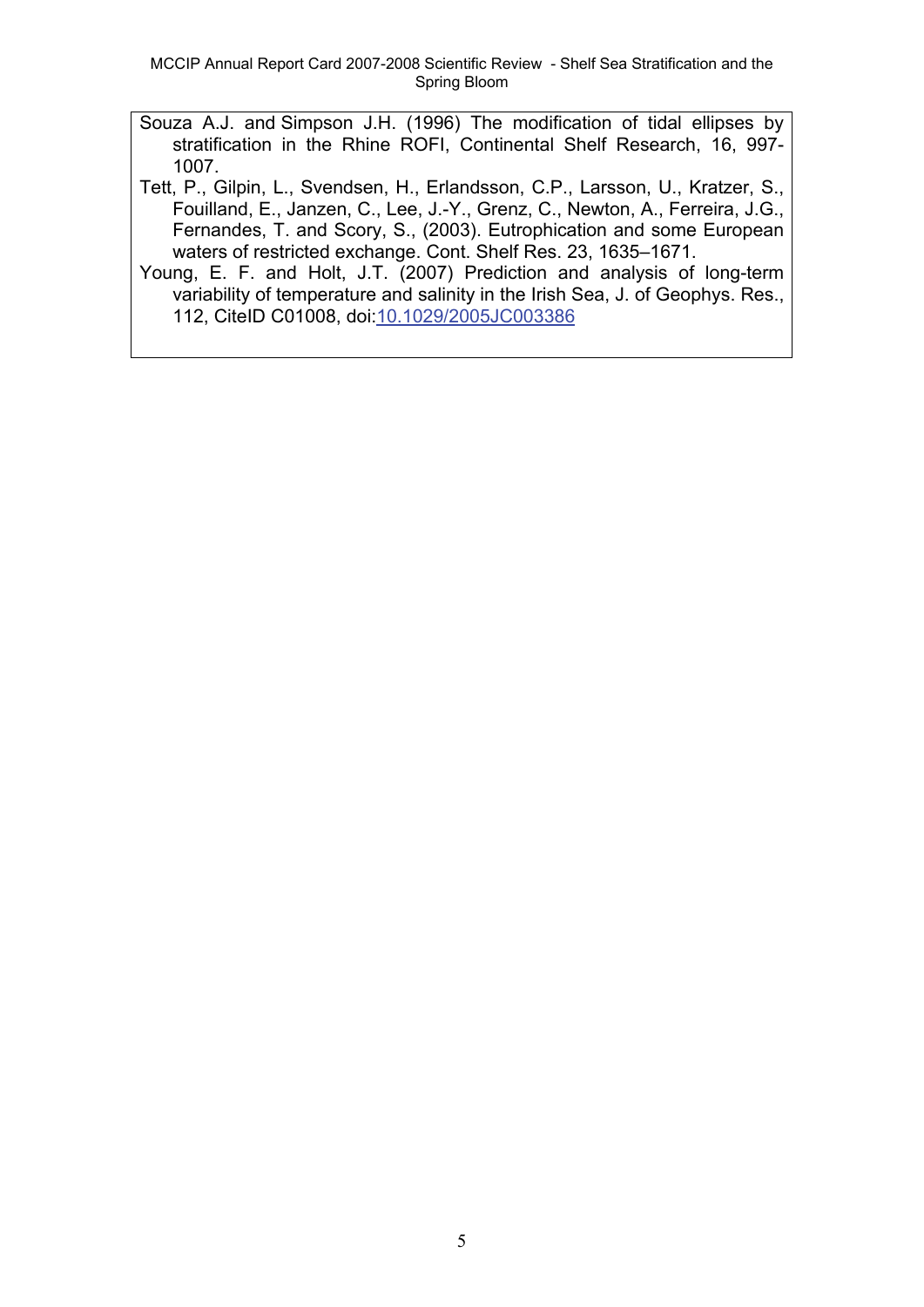Souza A.J. and Simpson J.H. (1996) The modification of tidal ellipses by stratification in the Rhine ROFI, Continental Shelf Research, 16, 997-1007.

Tett, P., Gilpin, L., Svendsen, H., Erlandsson, C.P., Larsson, U., Kratzer, S., Fouilland, E., Janzen, C., Lee, J.-Y., Grenz, C., Newton, A., Ferreira, J.G., Fernandes, T. and Scory, S., (2003). Eutrophication and some European waters of restricted exchange. Cont. Shelf Res. 23, 1635–1671.

Young, E. F. and Holt, J.T. (2007) Prediction and analysis of long-term variability of temperature and salinity in the Irish Sea, J. of Geophys. Res., 112, CiteID C01008, doi:10.1029/2005JC003386